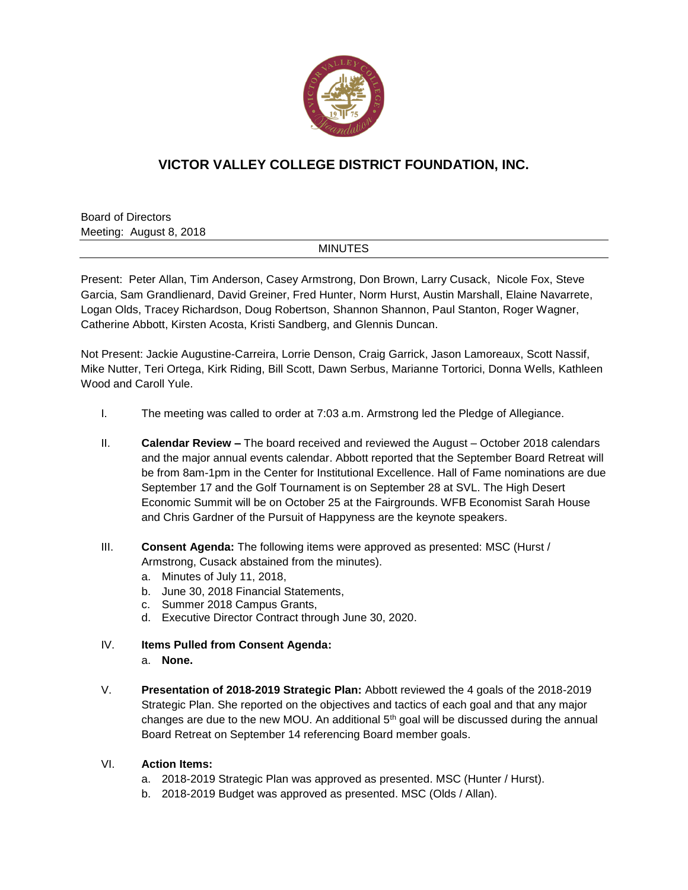# VICTOR VALLEY COLLEGE DISTRICT FOUNDATION, INC.

Board of Directors
Meeting: August 8, 2018

MINUTES

Present: Peter Allan, Tim Anderson, Casey Armstrong, Don Brown, Larry Cusack, Nicole Fox, Steve Garcia, Sam Grandlienard, David Greiner, Fred Hunter, Norm Hurst, Austin Marshall, Elaine Navarrete, Logan Olds, Tracey Richardson, Doug Robertson, Shannon Shannon, Paul Stanton, Roger Wagner, Catherine Abbott, Kirsten Acosta, Kristi Sandberg, and Glennis Duncan.

Not Present: Jackie Augustine-Carreira, Lorrie Denson, Craig Garrick, Jason Lamoreaux, Scott Nassif, Mike Nutter, Teri Ortega, Kirk Riding, Bill Scott, Dawn Serbus, Marianne Tortorici, Donna Wells, Kathleen Wood and Caroll Yule.

I. The meeting was called to order at 7:03 a.m. Armstrong led the Pledge of Allegiance.

II. **Calendar Review –** The board received and reviewed the August – October 2018 calendars and the major annual events calendar. Abbott reported that the September Board Retreat will be from 8am-1pm in the Center for Institutional Excellence. Hall of Fame nominations are due September 17 and the Golf Tournament is on September 28 at SVL. The High Desert Economic Summit will be on October 25 at the Fairgrounds. WFB Economist Sarah House and Chris Gardner of the Pursuit of Happyness are the keynote speakers.

III. **Consent Agenda:** The following items were approved as presented: MSC (Hurst / Armstrong, Cusack abstained from the minutes).
   a. Minutes of July 11, 2018,
   b. June 30, 2018 Financial Statements,
   c. Summer 2018 Campus Grants,
   d. Executive Director Contract through June 30, 2020.

IV. **Items Pulled from Consent Agenda:**
   a. **None.**

V. **Presentation of 2018-2019 Strategic Plan:** Abbott reviewed the 4 goals of the 2018-2019 Strategic Plan. She reported on the objectives and tactics of each goal and that any major changes are due to the new MOU. An additional 5th goal will be discussed during the annual Board Retreat on September 14 referencing Board member goals.

VI. **Action Items:**
   a. 2018-2019 Strategic Plan was approved as presented. MSC (Hunter / Hurst).
   b. 2018-2019 Budget was approved as presented. MSC (Olds / Allan).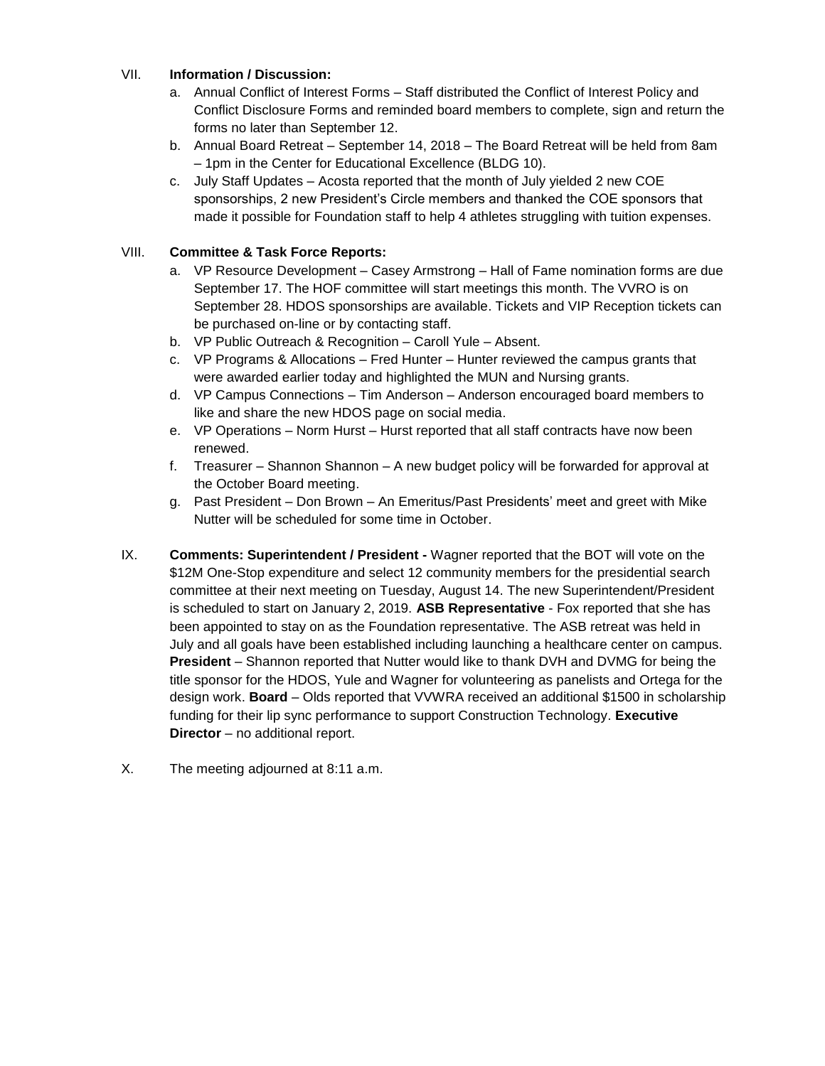VII. **Information / Discussion:**

a. Annual Conflict of Interest Forms – Staff distributed the Conflict of Interest Policy and Conflict Disclosure Forms and reminded board members to complete, sign and return the forms no later than September 12.

b. Annual Board Retreat – September 14, 2018 – The Board Retreat will be held from 8am – 1pm in the Center for Educational Excellence (BLDG 10).

c. July Staff Updates – Acosta reported that the month of July yielded 2 new COE sponsorships, 2 new President's Circle members and thanked the COE sponsors that made it possible for Foundation staff to help 4 athletes struggling with tuition expenses.

VIII. **Committee & Task Force Reports:**

a. VP Resource Development – Casey Armstrong – Hall of Fame nomination forms are due September 17. The HOF committee will start meetings this month. The VVRO is on September 28. HDOS sponsorships are available. Tickets and VIP Reception tickets can be purchased on-line or by contacting staff.

b. VP Public Outreach & Recognition – Caroll Yule – Absent.

c. VP Programs & Allocations – Fred Hunter – Hunter reviewed the campus grants that were awarded earlier today and highlighted the MUN and Nursing grants.

d. VP Campus Connections – Tim Anderson – Anderson encouraged board members to like and share the new HDOS page on social media.

e. VP Operations – Norm Hurst – Hurst reported that all staff contracts have now been renewed.

f. Treasurer – Shannon Shannon – A new budget policy will be forwarded for approval at the October Board meeting.

g. Past President – Don Brown – An Emeritus/Past Presidents' meet and greet with Mike Nutter will be scheduled for some time in October.

IX. **Comments: Superintendent / President -** Wagner reported that the BOT will vote on the $12M One-Stop expenditure and select 12 community members for the presidential search committee at their next meeting on Tuesday, August 14. The new Superintendent/President is scheduled to start on January 2, 2019. **ASB Representative** - Fox reported that she has been appointed to stay on as the Foundation representative. The ASB retreat was held in July and all goals have been established including launching a healthcare center on campus. **President** – Shannon reported that Nutter would like to thank DVH and DVMG for being the title sponsor for the HDOS, Yule and Wagner for volunteering as panelists and Ortega for the design work. **Board** – Olds reported that VVWRA received an additional $1500 in scholarship funding for their lip sync performance to support Construction Technology. **Executive Director** – no additional report.

X. The meeting adjourned at 8:11 a.m.